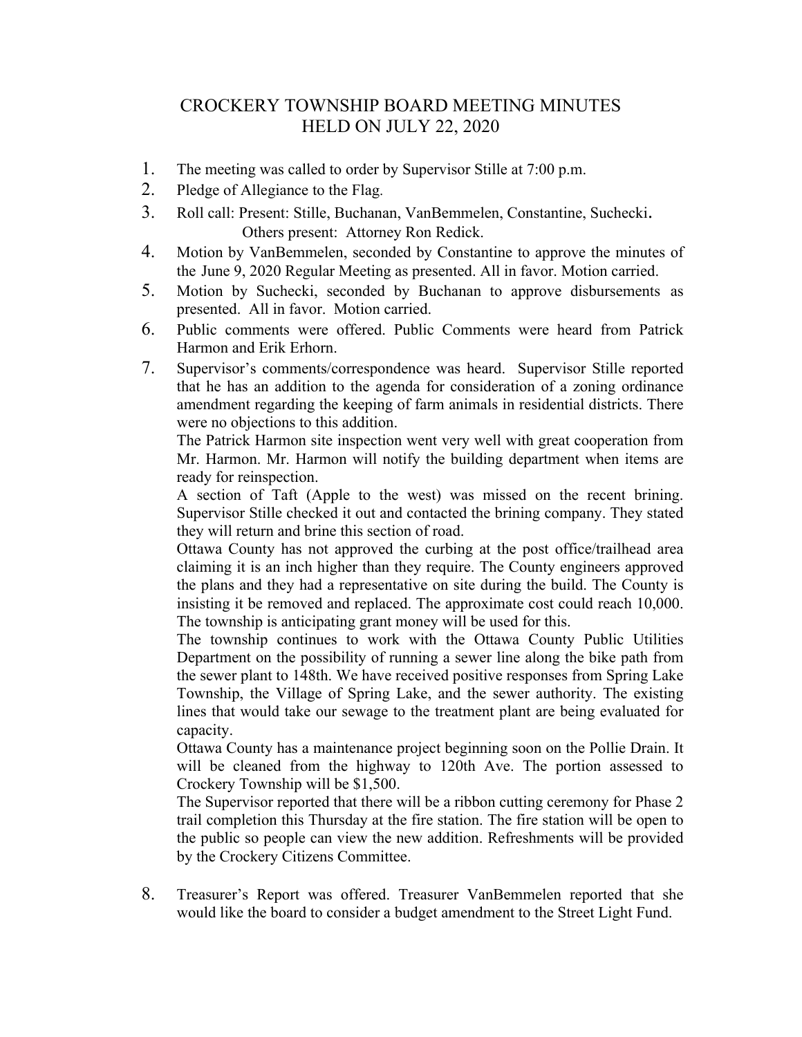# CROCKERY TOWNSHIP BOARD MEETING MINUTES
# HELD ON JULY 22, 2020

1. The meeting was called to order by Supervisor Stille at 7:00 p.m.
2. Pledge of Allegiance to the Flag.
3. Roll call: Present: Stille, Buchanan, VanBemmelen, Constantine, Suchecki.
   Others present: Attorney Ron Redick.
4. Motion by VanBemmelen, seconded by Constantine to approve the minutes of the June 9, 2020 Regular Meeting as presented. All in favor. Motion carried.
5. Motion by Suchecki, seconded by Buchanan to approve disbursements as presented. All in favor. Motion carried.
6. Public comments were offered. Public Comments were heard from Patrick Harmon and Erik Erhorn.
7. Supervisor's comments/correspondence was heard. Supervisor Stille reported that he has an addition to the agenda for consideration of a zoning ordinance amendment regarding the keeping of farm animals in residential districts. There were no objections to this addition.

   The Patrick Harmon site inspection went very well with great cooperation from Mr. Harmon. Mr. Harmon will notify the building department when items are ready for reinspection.

   A section of Taft (Apple to the west) was missed on the recent brining. Supervisor Stille checked it out and contacted the brining company. They stated they will return and brine this section of road.

   Ottawa County has not approved the curbing at the post office/trailhead area claiming it is an inch higher than they require. The County engineers approved the plans and they had a representative on site during the build. The County is insisting it be removed and replaced. The approximate cost could reach 10,000. The township is anticipating grant money will be used for this.

   The township continues to work with the Ottawa County Public Utilities Department on the possibility of running a sewer line along the bike path from the sewer plant to 148th. We have received positive responses from Spring Lake Township, the Village of Spring Lake, and the sewer authority. The existing lines that would take our sewage to the treatment plant are being evaluated for capacity.

   Ottawa County has a maintenance project beginning soon on the Pollie Drain. It will be cleaned from the highway to 120th Ave. The portion assessed to Crockery Township will be $1,500.

   The Supervisor reported that there will be a ribbon cutting ceremony for Phase 2 trail completion this Thursday at the fire station. The fire station will be open to the public so people can view the new addition. Refreshments will be provided by the Crockery Citizens Committee.

8. Treasurer's Report was offered. Treasurer VanBemmelen reported that she would like the board to consider a budget amendment to the Street Light Fund.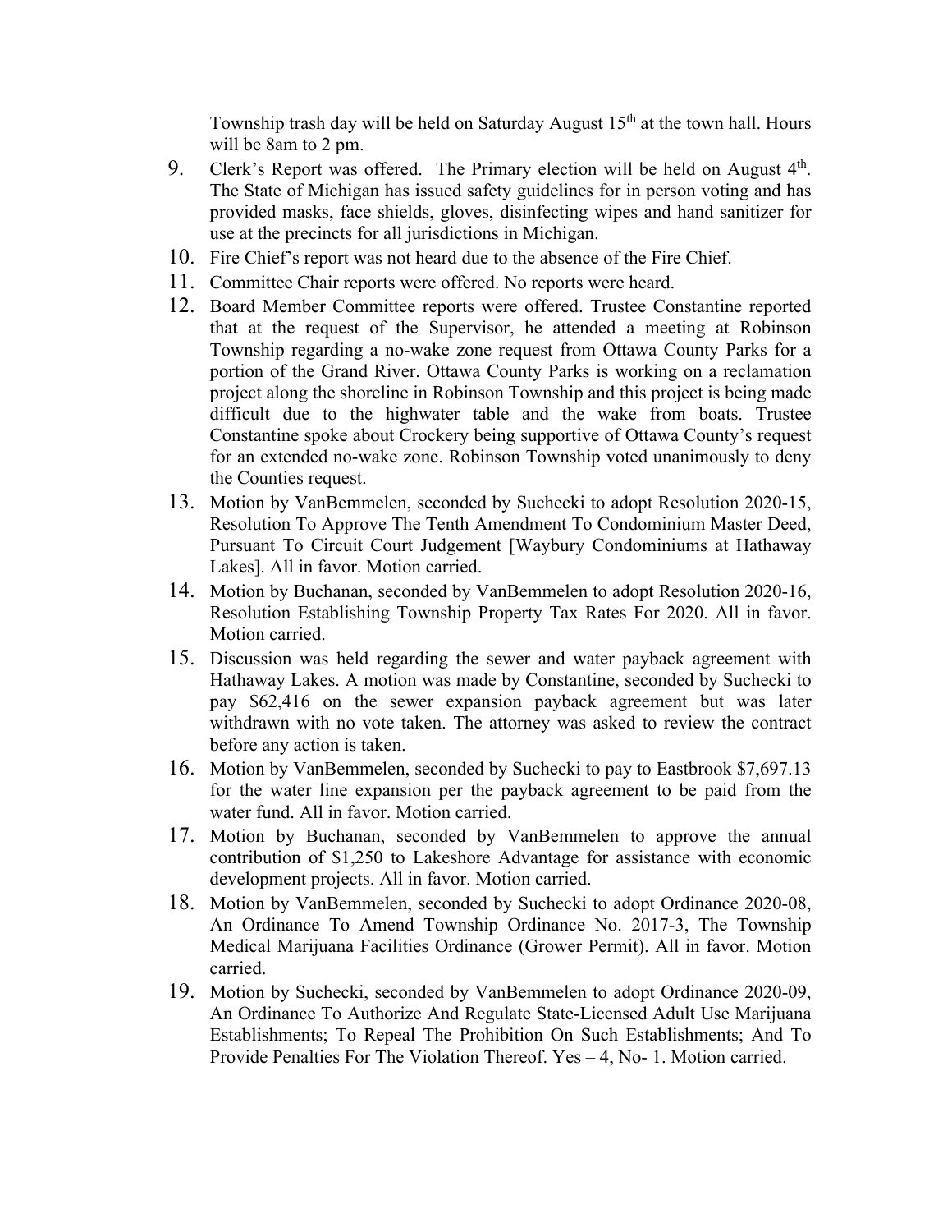Township trash day will be held on Saturday August 15th at the town hall. Hours will be 8am to 2 pm.

9. Clerk's Report was offered. The Primary election will be held on August 4th. The State of Michigan has issued safety guidelines for in person voting and has provided masks, face shields, gloves, disinfecting wipes and hand sanitizer for use at the precincts for all jurisdictions in Michigan.
10. Fire Chief's report was not heard due to the absence of the Fire Chief.
11. Committee Chair reports were offered. No reports were heard.
12. Board Member Committee reports were offered. Trustee Constantine reported that at the request of the Supervisor, he attended a meeting at Robinson Township regarding a no-wake zone request from Ottawa County Parks for a portion of the Grand River. Ottawa County Parks is working on a reclamation project along the shoreline in Robinson Township and this project is being made difficult due to the highwater table and the wake from boats. Trustee Constantine spoke about Crockery being supportive of Ottawa County's request for an extended no-wake zone. Robinson Township voted unanimously to deny the Counties request.
13. Motion by VanBemmelen, seconded by Suchecki to adopt Resolution 2020-15, Resolution To Approve The Tenth Amendment To Condominium Master Deed, Pursuant To Circuit Court Judgement [Waybury Condominiums at Hathaway Lakes]. All in favor. Motion carried.
14. Motion by Buchanan, seconded by VanBemmelen to adopt Resolution 2020-16, Resolution Establishing Township Property Tax Rates For 2020. All in favor. Motion carried.
15. Discussion was held regarding the sewer and water payback agreement with Hathaway Lakes. A motion was made by Constantine, seconded by Suchecki to pay $62,416 on the sewer expansion payback agreement but was later withdrawn with no vote taken. The attorney was asked to review the contract before any action is taken.
16. Motion by VanBemmelen, seconded by Suchecki to pay to Eastbrook $7,697.13 for the water line expansion per the payback agreement to be paid from the water fund. All in favor. Motion carried.
17. Motion by Buchanan, seconded by VanBemmelen to approve the annual contribution of $1,250 to Lakeshore Advantage for assistance with economic development projects. All in favor. Motion carried.
18. Motion by VanBemmelen, seconded by Suchecki to adopt Ordinance 2020-08, An Ordinance To Amend Township Ordinance No. 2017-3, The Township Medical Marijuana Facilities Ordinance (Grower Permit). All in favor. Motion carried.
19. Motion by Suchecki, seconded by VanBemmelen to adopt Ordinance 2020-09, An Ordinance To Authorize And Regulate State-Licensed Adult Use Marijuana Establishments; To Repeal The Prohibition On Such Establishments; And To Provide Penalties For The Violation Thereof. Yes – 4, No- 1. Motion carried.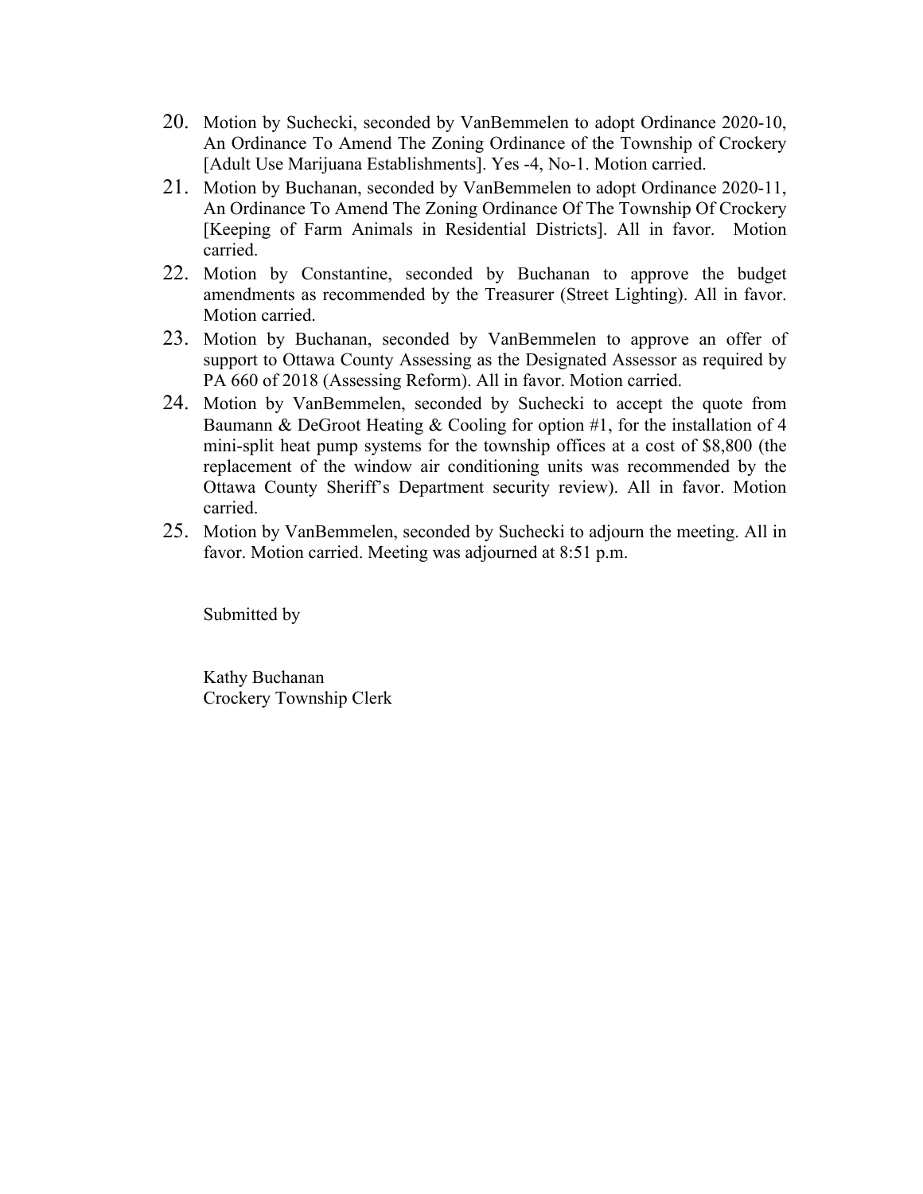20. Motion by Suchecki, seconded by VanBemmelen to adopt Ordinance 2020-10, An Ordinance To Amend The Zoning Ordinance of the Township of Crockery [Adult Use Marijuana Establishments]. Yes -4, No-1. Motion carried.
21. Motion by Buchanan, seconded by VanBemmelen to adopt Ordinance 2020-11, An Ordinance To Amend The Zoning Ordinance Of The Township Of Crockery [Keeping of Farm Animals in Residential Districts]. All in favor. Motion carried.
22. Motion by Constantine, seconded by Buchanan to approve the budget amendments as recommended by the Treasurer (Street Lighting). All in favor. Motion carried.
23. Motion by Buchanan, seconded by VanBemmelen to approve an offer of support to Ottawa County Assessing as the Designated Assessor as required by PA 660 of 2018 (Assessing Reform). All in favor. Motion carried.
24. Motion by VanBemmelen, seconded by Suchecki to accept the quote from Baumann & DeGroot Heating & Cooling for option #1, for the installation of 4 mini-split heat pump systems for the township offices at a cost of $8,800 (the replacement of the window air conditioning units was recommended by the Ottawa County Sheriff's Department security review). All in favor. Motion carried.
25. Motion by VanBemmelen, seconded by Suchecki to adjourn the meeting. All in favor. Motion carried. Meeting was adjourned at 8:51 p.m.

Submitted by

Kathy Buchanan
Crockery Township Clerk